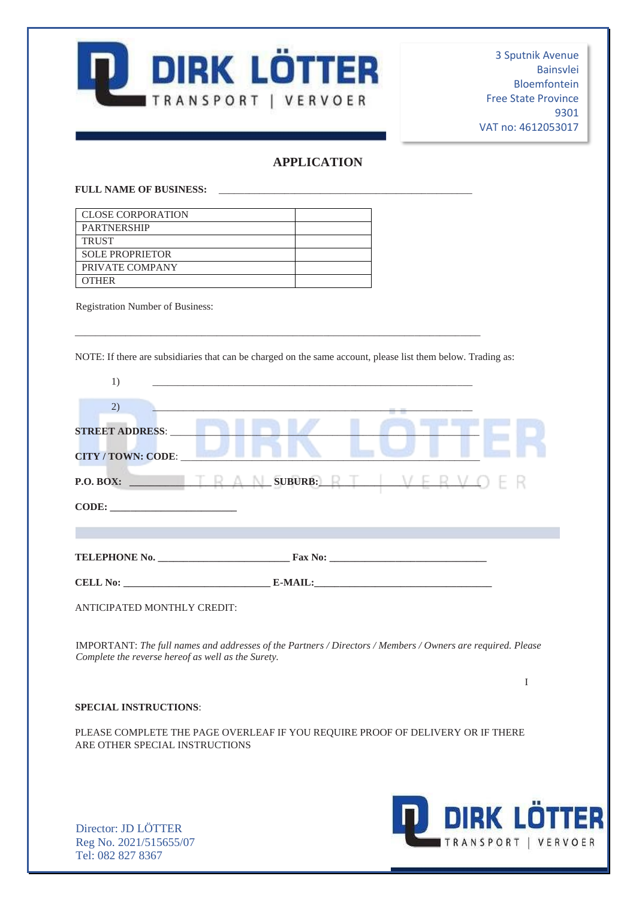DIRK LÖTTER
TRANSPORT | VERVOER

3 Sputnik Avenue
Bainsvlei
Bloemfontein
Free State Province
9301
VAT no: 4612053017

## APPLICATION

**FULL NAME OF BUSINESS:** ______________________________________________________

| CLOSE CORPORATION | |
|---|---|
| PARTNERSHIP | |
| TRUST | |
| SOLE PROPRIETOR | |
| PRIVATE COMPANY | |
| OTHER | |

Registration Number of Business:

______________________________________________________________________________

NOTE: If there are subsidiaries that can be charged on the same account, please list them below. Trading as:

1) ____________________________________________________________

2) ____________________________________________________________

**STREET ADDRESS**: ______________________________________________________

**CITY / TOWN: CODE**: ____________________________________________________

**P.O. BOX:** ________________ **SUBURB:** ______________________________

**CODE:** ________________________

**TELEPHONE No.** _________________________ **Fax No:** ______________________________

**CELL No:** ____________________________ **E-MAIL:**__________________________________

ANTICIPATED MONTHLY CREDIT:

IMPORTANT: *The full names and addresses of the Partners / Directors / Members / Owners are required. Please Complete the reverse hereof as well as the Surety.*

I

**SPECIAL INSTRUCTIONS**:

PLEASE COMPLETE THE PAGE OVERLEAF IF YOU REQUIRE PROOF OF DELIVERY OR IF THERE ARE OTHER SPECIAL INSTRUCTIONS

Director: JD LÖTTER
Reg No. 2021/515655/07
Tel: 082 827 8367

DIRK LÖTTER
TRANSPORT | VERVOER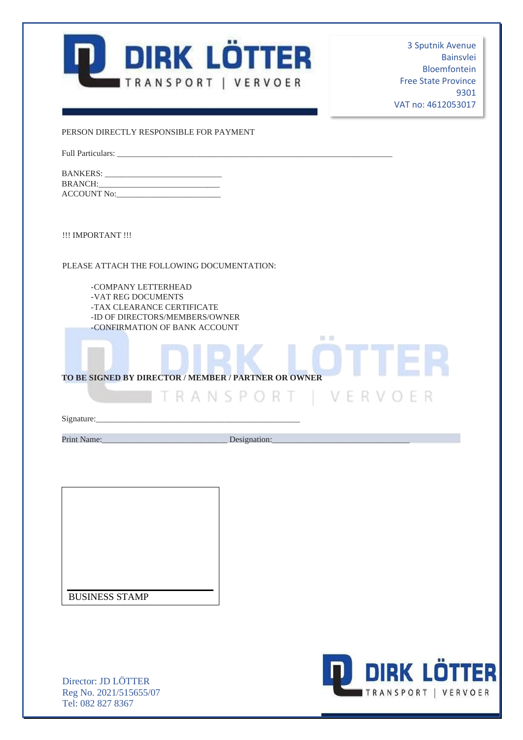# DIRK LÖTTER

TRANSPORT | VERVOER

3 Sputnik Avenue
Bainsvlei
Bloemfontein
Free State Province
9301
VAT no: 4612053017

PERSON DIRECTLY RESPONSIBLE FOR PAYMENT

Full Particulars: ______________________________________________________________________

BANKERS: ____________________________
BRANCH:______________________________
ACCOUNT No:__________________________

!!! IMPORTANT !!!

PLEASE ATTACH THE FOLLOWING DOCUMENTATION:

- -COMPANY LETTERHEAD
- -VAT REG DOCUMENTS
- -TAX CLEARANCE CERTIFICATE
- -ID OF DIRECTORS/MEMBERS/OWNER
- -CONFIRMATION OF BANK ACCOUNT

**TO BE SIGNED BY DIRECTOR / MEMBER / PARTNER OR OWNER**

Signature:_____________________________________________________

Print Name:_______________________________ Designation:__________________________________

BUSINESS STAMP

Director: JD LÖTTER
Reg No. 2021/515655/07
Tel: 082 827 8367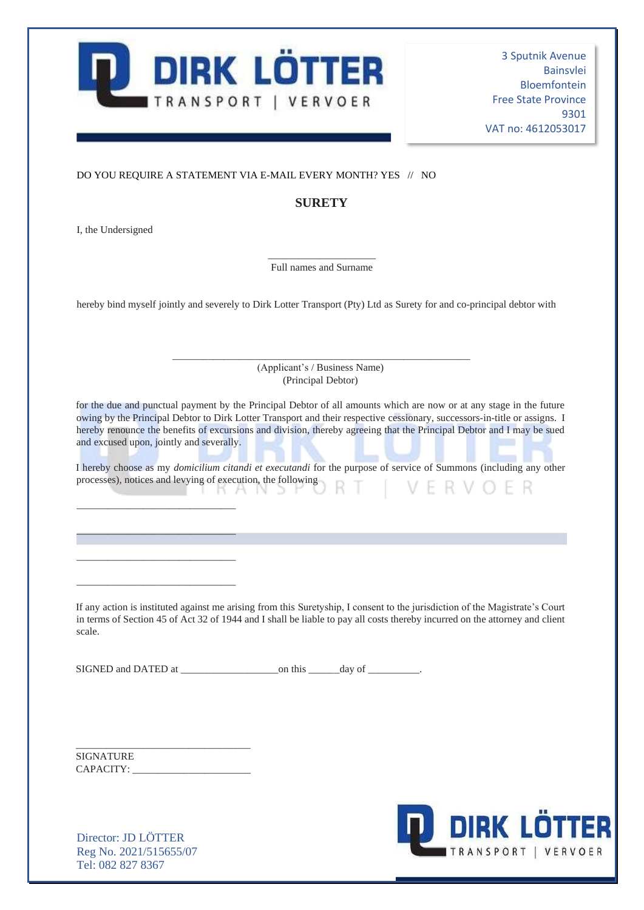**DIRK LÖTTER**
TRANSPORT | VERVOER

3 Sputnik Avenue
Bainsvlei
Bloemfontein
Free State Province
9301
VAT no: 4612053017

DO YOU REQUIRE A STATEMENT VIA E-MAIL EVERY MONTH? YES // NO

## SURETY

I, the Undersigned

____________________
Full names and Surname

hereby bind myself jointly and severely to Dirk Lotter Transport (Pty) Ltd as Surety for and co-principal debtor with

________________________________________________________
(Applicant's / Business Name)
(Principal Debtor)

for the due and punctual payment by the Principal Debtor of all amounts which are now or at any stage in the future owing by the Principal Debtor to Dirk Lotter Transport and their respective cessionary, successors-in-title or assigns. I hereby renounce the benefits of excursions and division, thereby agreeing that the Principal Debtor and I may be sued and excused upon, jointly and severally.

I hereby choose as my *domicilium citandi et executandi* for the purpose of service of Summons (including any other processes), notices and levying of execution, the following

______________________________

______________________________

______________________________

______________________________

If any action is instituted against me arising from this Suretyship, I consent to the jurisdiction of the Magistrate's Court in terms of Section 45 of Act 32 of 1944 and I shall be liable to pay all costs thereby incurred on the attorney and client scale.

SIGNED and DATED at __________________on this ______day of __________.

_________________________________
SIGNATURE
CAPACITY: ______________________

Director: JD LÖTTER
Reg No. 2021/515655/07
Tel: 082 827 8367

**DIRK LÖTTER**
TRANSPORT | VERVOER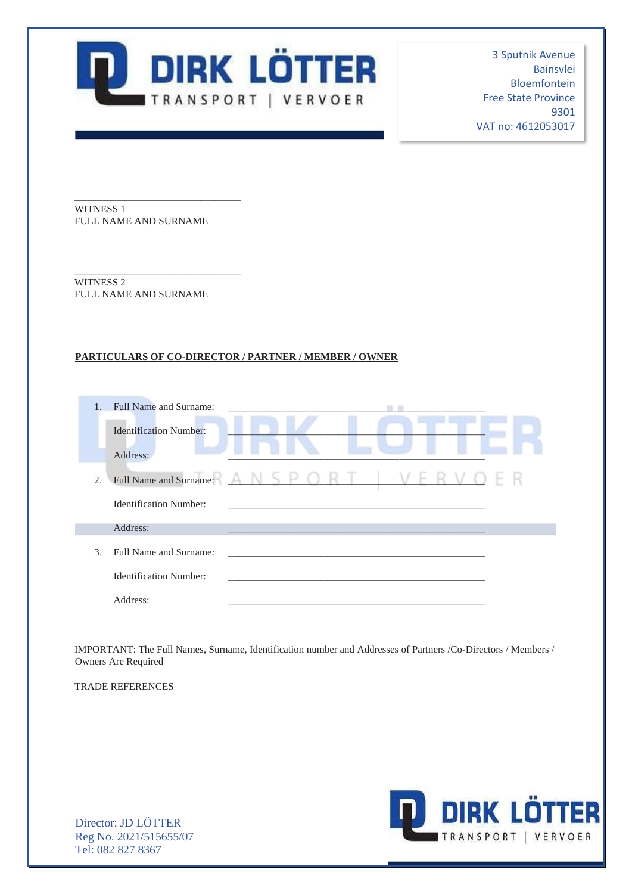3 Sputnik Avenue
Bainsvlei
Bloemfontein
Free State Province
9301
VAT no: 4612053017

\_\_\_\_\_\_\_\_\_\_\_\_\_\_\_\_\_\_\_\_\_\_\_\_\_\_\_\_\_\_\_\_
WITNESS 1
FULL NAME AND SURNAME

\_\_\_\_\_\_\_\_\_\_\_\_\_\_\_\_\_\_\_\_\_\_\_\_\_\_\_\_\_\_\_\_
WITNESS 2
FULL NAME AND SURNAME

**PARTICULARS OF CO-DIRECTOR / PARTNER / MEMBER / OWNER**

1. Full Name and Surname: \_\_\_\_\_\_\_\_\_\_\_\_\_\_\_\_\_\_\_\_\_\_\_\_\_\_\_\_\_\_\_\_\_\_\_\_\_\_\_\_\_\_\_\_\_\_\_\_

   Identification Number: \_\_\_\_\_\_\_\_\_\_\_\_\_\_\_\_\_\_\_\_\_\_\_\_\_\_\_\_\_\_\_\_\_\_\_\_\_\_\_\_\_\_\_\_\_\_\_\_

   Address: \_\_\_\_\_\_\_\_\_\_\_\_\_\_\_\_\_\_\_\_\_\_\_\_\_\_\_\_\_\_\_\_\_\_\_\_\_\_\_\_\_\_\_\_\_\_\_\_

2. Full Name and Surname: \_\_\_\_\_\_\_\_\_\_\_\_\_\_\_\_\_\_\_\_\_\_\_\_\_\_\_\_\_\_\_\_\_\_\_\_\_\_\_\_\_\_\_\_\_\_\_\_

   Identification Number: \_\_\_\_\_\_\_\_\_\_\_\_\_\_\_\_\_\_\_\_\_\_\_\_\_\_\_\_\_\_\_\_\_\_\_\_\_\_\_\_\_\_\_\_\_\_\_\_

   Address: \_\_\_\_\_\_\_\_\_\_\_\_\_\_\_\_\_\_\_\_\_\_\_\_\_\_\_\_\_\_\_\_\_\_\_\_\_\_\_\_\_\_\_\_\_\_\_\_

3. Full Name and Surname: \_\_\_\_\_\_\_\_\_\_\_\_\_\_\_\_\_\_\_\_\_\_\_\_\_\_\_\_\_\_\_\_\_\_\_\_\_\_\_\_\_\_\_\_\_\_\_\_

   Identification Number: \_\_\_\_\_\_\_\_\_\_\_\_\_\_\_\_\_\_\_\_\_\_\_\_\_\_\_\_\_\_\_\_\_\_\_\_\_\_\_\_\_\_\_\_\_\_\_\_

   Address: \_\_\_\_\_\_\_\_\_\_\_\_\_\_\_\_\_\_\_\_\_\_\_\_\_\_\_\_\_\_\_\_\_\_\_\_\_\_\_\_\_\_\_\_\_\_\_\_

IMPORTANT: The Full Names, Surname, Identification number and Addresses of Partners /Co-Directors / Members / Owners Are Required

TRADE REFERENCES

Director: JD LÖTTER
Reg No. 2021/515655/07
Tel: 082 827 8367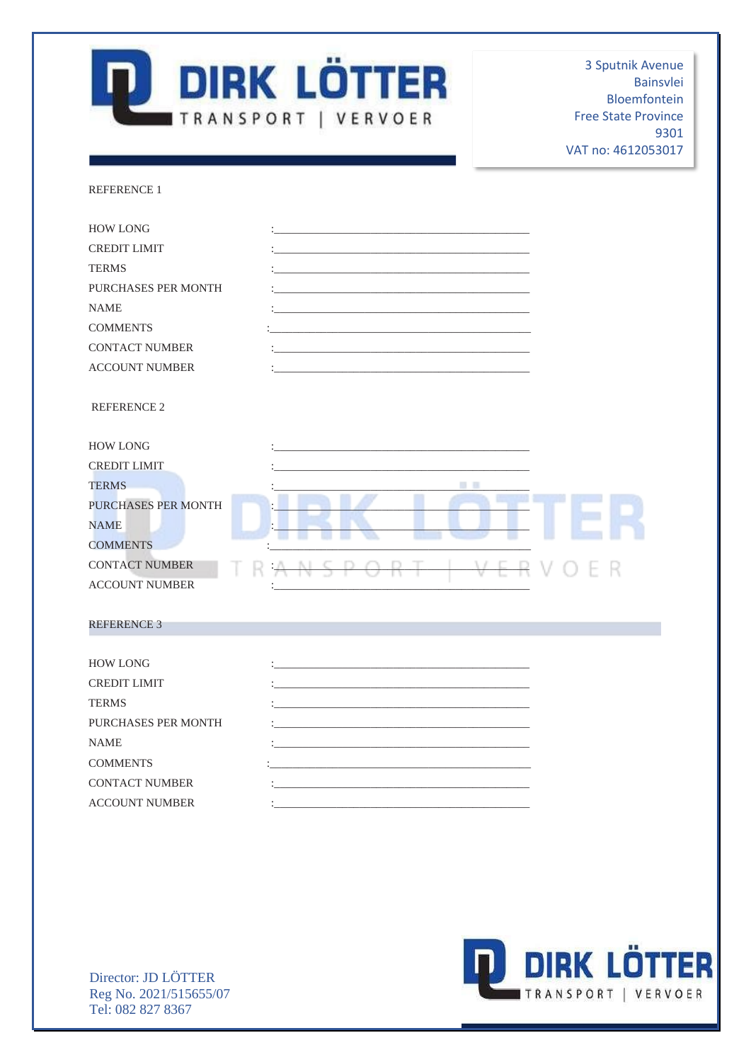**DIRK LÖTTER**
TRANSPORT | VERVOER

3 Sputnik Avenue
Bainsvlei
Bloemfontein
Free State Province
9301
VAT no: 4612053017

REFERENCE 1

HOW LONG :\_\_\_\_\_\_\_\_\_\_\_\_\_\_\_\_\_\_\_\_\_\_\_\_\_\_\_\_\_\_\_\_\_\_\_\_\_\_\_\_

CREDIT LIMIT :\_\_\_\_\_\_\_\_\_\_\_\_\_\_\_\_\_\_\_\_\_\_\_\_\_\_\_\_\_\_\_\_\_\_\_\_\_\_\_\_

TERMS :\_\_\_\_\_\_\_\_\_\_\_\_\_\_\_\_\_\_\_\_\_\_\_\_\_\_\_\_\_\_\_\_\_\_\_\_\_\_\_\_

PURCHASES PER MONTH :\_\_\_\_\_\_\_\_\_\_\_\_\_\_\_\_\_\_\_\_\_\_\_\_\_\_\_\_\_\_\_\_\_\_\_\_\_\_\_\_

NAME :\_\_\_\_\_\_\_\_\_\_\_\_\_\_\_\_\_\_\_\_\_\_\_\_\_\_\_\_\_\_\_\_\_\_\_\_\_\_\_\_

COMMENTS :\_\_\_\_\_\_\_\_\_\_\_\_\_\_\_\_\_\_\_\_\_\_\_\_\_\_\_\_\_\_\_\_\_\_\_\_\_\_\_\_

CONTACT NUMBER :\_\_\_\_\_\_\_\_\_\_\_\_\_\_\_\_\_\_\_\_\_\_\_\_\_\_\_\_\_\_\_\_\_\_\_\_\_\_\_\_

ACCOUNT NUMBER :\_\_\_\_\_\_\_\_\_\_\_\_\_\_\_\_\_\_\_\_\_\_\_\_\_\_\_\_\_\_\_\_\_\_\_\_\_\_\_\_

REFERENCE 2

HOW LONG :\_\_\_\_\_\_\_\_\_\_\_\_\_\_\_\_\_\_\_\_\_\_\_\_\_\_\_\_\_\_\_\_\_\_\_\_\_\_\_\_

CREDIT LIMIT :\_\_\_\_\_\_\_\_\_\_\_\_\_\_\_\_\_\_\_\_\_\_\_\_\_\_\_\_\_\_\_\_\_\_\_\_\_\_\_\_

TERMS :\_\_\_\_\_\_\_\_\_\_\_\_\_\_\_\_\_\_\_\_\_\_\_\_\_\_\_\_\_\_\_\_\_\_\_\_\_\_\_\_

PURCHASES PER MONTH :\_\_\_\_\_\_\_\_\_\_\_\_\_\_\_\_\_\_\_\_\_\_\_\_\_\_\_\_\_\_\_\_\_\_\_\_\_\_\_\_

NAME :\_\_\_\_\_\_\_\_\_\_\_\_\_\_\_\_\_\_\_\_\_\_\_\_\_\_\_\_\_\_\_\_\_\_\_\_\_\_\_\_

COMMENTS :\_\_\_\_\_\_\_\_\_\_\_\_\_\_\_\_\_\_\_\_\_\_\_\_\_\_\_\_\_\_\_\_\_\_\_\_\_\_\_\_

CONTACT NUMBER :\_\_\_\_\_\_\_\_\_\_\_\_\_\_\_\_\_\_\_\_\_\_\_\_\_\_\_\_\_\_\_\_\_\_\_\_\_\_\_\_

ACCOUNT NUMBER :\_\_\_\_\_\_\_\_\_\_\_\_\_\_\_\_\_\_\_\_\_\_\_\_\_\_\_\_\_\_\_\_\_\_\_\_\_\_\_\_

REFERENCE 3

HOW LONG :\_\_\_\_\_\_\_\_\_\_\_\_\_\_\_\_\_\_\_\_\_\_\_\_\_\_\_\_\_\_\_\_\_\_\_\_\_\_\_\_

CREDIT LIMIT :\_\_\_\_\_\_\_\_\_\_\_\_\_\_\_\_\_\_\_\_\_\_\_\_\_\_\_\_\_\_\_\_\_\_\_\_\_\_\_\_

TERMS :\_\_\_\_\_\_\_\_\_\_\_\_\_\_\_\_\_\_\_\_\_\_\_\_\_\_\_\_\_\_\_\_\_\_\_\_\_\_\_\_

PURCHASES PER MONTH :\_\_\_\_\_\_\_\_\_\_\_\_\_\_\_\_\_\_\_\_\_\_\_\_\_\_\_\_\_\_\_\_\_\_\_\_\_\_\_\_

NAME :\_\_\_\_\_\_\_\_\_\_\_\_\_\_\_\_\_\_\_\_\_\_\_\_\_\_\_\_\_\_\_\_\_\_\_\_\_\_\_\_

COMMENTS :\_\_\_\_\_\_\_\_\_\_\_\_\_\_\_\_\_\_\_\_\_\_\_\_\_\_\_\_\_\_\_\_\_\_\_\_\_\_\_\_

CONTACT NUMBER :\_\_\_\_\_\_\_\_\_\_\_\_\_\_\_\_\_\_\_\_\_\_\_\_\_\_\_\_\_\_\_\_\_\_\_\_\_\_\_\_

ACCOUNT NUMBER :\_\_\_\_\_\_\_\_\_\_\_\_\_\_\_\_\_\_\_\_\_\_\_\_\_\_\_\_\_\_\_\_\_\_\_\_\_\_\_\_

Director: JD LÖTTER
Reg No. 2021/515655/07
Tel: 082 827 8367

**DIRK LÖTTER**
TRANSPORT | VERVOER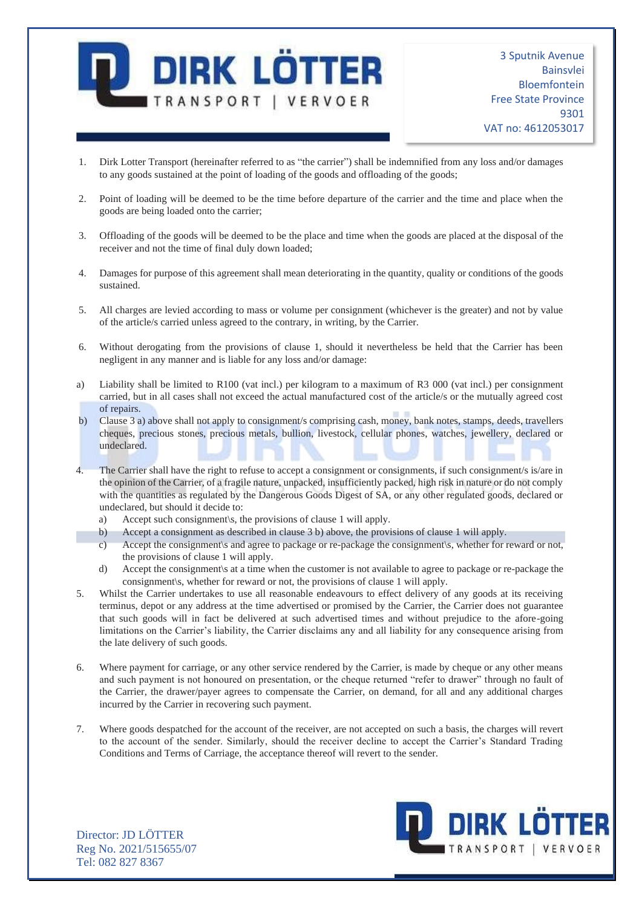DIRK LÖTTER

TRANSPORT | VERVOER

3 Sputnik Avenue
Bainsvlei
Bloemfontein
Free State Province
9301
VAT no: 4612053017

1. Dirk Lotter Transport (hereinafter referred to as "the carrier") shall be indemnified from any loss and/or damages to any goods sustained at the point of loading of the goods and offloading of the goods;

2. Point of loading will be deemed to be the time before departure of the carrier and the time and place when the goods are being loaded onto the carrier;

3. Offloading of the goods will be deemed to be the place and time when the goods are placed at the disposal of the receiver and not the time of final duly down loaded;

4. Damages for purpose of this agreement shall mean deteriorating in the quantity, quality or conditions of the goods sustained.

5. All charges are levied according to mass or volume per consignment (whichever is the greater) and not by value of the article/s carried unless agreed to the contrary, in writing, by the Carrier.

6. Without derogating from the provisions of clause 1, should it nevertheless be held that the Carrier has been negligent in any manner and is liable for any loss and/or damage:

a) Liability shall be limited to R100 (vat incl.) per kilogram to a maximum of R3 000 (vat incl.) per consignment carried, but in all cases shall not exceed the actual manufactured cost of the article/s or the mutually agreed cost of repairs.

b) Clause 3 a) above shall not apply to consignment/s comprising cash, money, bank notes, stamps, deeds, travellers cheques, precious stones, precious metals, bullion, livestock, cellular phones, watches, jewellery, declared or undeclared.

4. The Carrier shall have the right to refuse to accept a consignment or consignments, if such consignment/s is/are in the opinion of the Carrier, of a fragile nature, unpacked, insufficiently packed, high risk in nature or do not comply with the quantities as regulated by the Dangerous Goods Digest of SA, or any other regulated goods, declared or undeclared, but should it decide to:
   a) Accept such consignment\s, the provisions of clause 1 will apply.
   b) Accept a consignment as described in clause 3 b) above, the provisions of clause 1 will apply.
   c) Accept the consignment\s and agree to package or re-package the consignment\s, whether for reward or not, the provisions of clause 1 will apply.
   d) Accept the consignment\s at a time when the customer is not available to agree to package or re-package the consignment\s, whether for reward or not, the provisions of clause 1 will apply.

5. Whilst the Carrier undertakes to use all reasonable endeavours to effect delivery of any goods at its receiving terminus, depot or any address at the time advertised or promised by the Carrier, the Carrier does not guarantee that such goods will in fact be delivered at such advertised times and without prejudice to the afore-going limitations on the Carrier's liability, the Carrier disclaims any and all liability for any consequence arising from the late delivery of such goods.

6. Where payment for carriage, or any other service rendered by the Carrier, is made by cheque or any other means and such payment is not honoured on presentation, or the cheque returned "refer to drawer" through no fault of the Carrier, the drawer/payer agrees to compensate the Carrier, on demand, for all and any additional charges incurred by the Carrier in recovering such payment.

7. Where goods despatched for the account of the receiver, are not accepted on such a basis, the charges will revert to the account of the sender. Similarly, should the receiver decline to accept the Carrier's Standard Trading Conditions and Terms of Carriage, the acceptance thereof will revert to the sender.

Director: JD LÖTTER
Reg No. 2021/515655/07
Tel: 082 827 8367

DIRK LÖTTER

TRANSPORT | VERVOER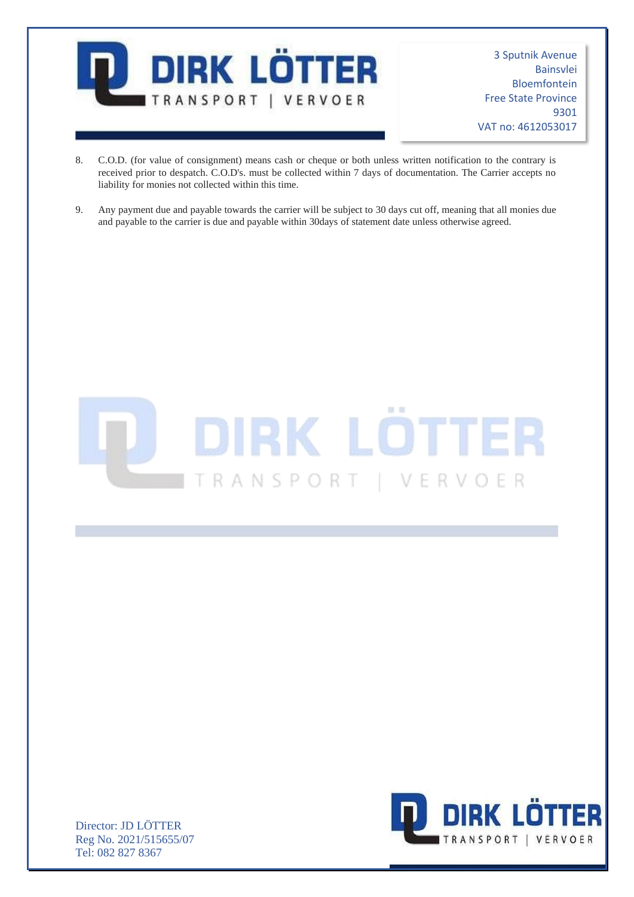8. C.O.D. (for value of consignment) means cash or cheque or both unless written notification to the contrary is received prior to despatch. C.O.D's. must be collected within 7 days of documentation. The Carrier accepts no liability for monies not collected within this time.

9. Any payment due and payable towards the carrier will be subject to 30 days cut off, meaning that all monies due and payable to the carrier is due and payable within 30days of statement date unless otherwise agreed.